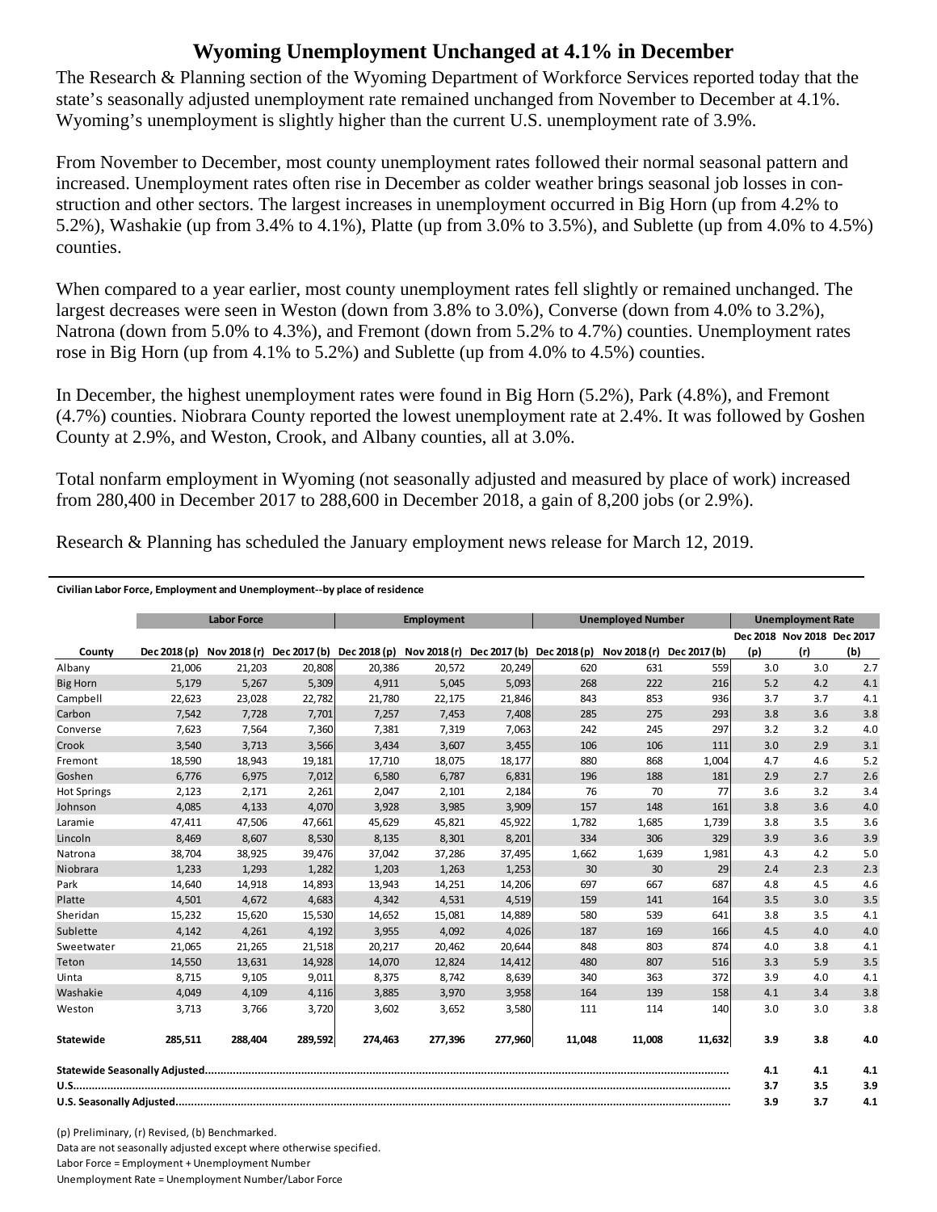# Wyoming Unemployment Unchanged at 4.1% in December

The Research & Planning section of the Wyoming Department of Workforce Services reported today that the state's seasonally adjusted unemployment rate remained unchanged from November to December at 4.1%. Wyoming's unemployment is slightly higher than the current U.S. unemployment rate of 3.9%.

From November to December, most county unemployment rates followed their normal seasonal pattern and increased. Unemployment rates often rise in December as colder weather brings seasonal job losses in construction and other sectors. The largest increases in unemployment occurred in Big Horn (up from 4.2% to 5.2%), Washakie (up from 3.4% to 4.1%), Platte (up from 3.0% to 3.5%), and Sublette (up from 4.0% to 4.5%) counties.

When compared to a year earlier, most county unemployment rates fell slightly or remained unchanged. The largest decreases were seen in Weston (down from 3.8% to 3.0%), Converse (down from 4.0% to 3.2%), Natrona (down from 5.0% to 4.3%), and Fremont (down from 5.2% to 4.7%) counties. Unemployment rates rose in Big Horn (up from 4.1% to 5.2%) and Sublette (up from 4.0% to 4.5%) counties.

In December, the highest unemployment rates were found in Big Horn (5.2%), Park (4.8%), and Fremont (4.7%) counties. Niobrara County reported the lowest unemployment rate at 2.4%. It was followed by Goshen County at 2.9%, and Weston, Crook, and Albany counties, all at 3.0%.

Total nonfarm employment in Wyoming (not seasonally adjusted and measured by place of work) increased from 280,400 in December 2017 to 288,600 in December 2018, a gain of 8,200 jobs (or 2.9%).

Research & Planning has scheduled the January employment news release for March 12, 2019.

**Civilian Labor Force, Employment and Unemployment--by place of residence**

| | Labor Force | | | Employment | | | Unemployed Number | | | Unemployment Rate | | |
|---|---|---|---|---|---|---|---|---|---|---|---|---|
| County | Dec 2018 (p) | Nov 2018 (r) | Dec 2017 (b) | Dec 2018 (p) | Nov 2018 (r) | Dec 2017 (b) | Dec 2018 (p) | Nov 2018 (r) | Dec 2017 (b) | Dec 2018 (p) | Nov 2018 (r) | Dec 2017 (b) |
| Albany | 21,006 | 21,203 | 20,808 | 20,386 | 20,572 | 20,249 | 620 | 631 | 559 | 3.0 | 3.0 | 2.7 |
| Big Horn | 5,179 | 5,267 | 5,309 | 4,911 | 5,045 | 5,093 | 268 | 222 | 216 | 5.2 | 4.2 | 4.1 |
| Campbell | 22,623 | 23,028 | 22,782 | 21,780 | 22,175 | 21,846 | 843 | 853 | 936 | 3.7 | 3.7 | 4.1 |
| Carbon | 7,542 | 7,728 | 7,701 | 7,257 | 7,453 | 7,408 | 285 | 275 | 293 | 3.8 | 3.6 | 3.8 |
| Converse | 7,623 | 7,564 | 7,360 | 7,381 | 7,319 | 7,063 | 242 | 245 | 297 | 3.2 | 3.2 | 4.0 |
| Crook | 3,540 | 3,713 | 3,566 | 3,434 | 3,607 | 3,455 | 106 | 106 | 111 | 3.0 | 2.9 | 3.1 |
| Fremont | 18,590 | 18,943 | 19,181 | 17,710 | 18,075 | 18,177 | 880 | 868 | 1,004 | 4.7 | 4.6 | 5.2 |
| Goshen | 6,776 | 6,975 | 7,012 | 6,580 | 6,787 | 6,831 | 196 | 188 | 181 | 2.9 | 2.7 | 2.6 |
| Hot Springs | 2,123 | 2,171 | 2,261 | 2,047 | 2,101 | 2,184 | 76 | 70 | 77 | 3.6 | 3.2 | 3.4 |
| Johnson | 4,085 | 4,133 | 4,070 | 3,928 | 3,985 | 3,909 | 157 | 148 | 161 | 3.8 | 3.6 | 4.0 |
| Laramie | 47,411 | 47,506 | 47,661 | 45,629 | 45,821 | 45,922 | 1,782 | 1,685 | 1,739 | 3.8 | 3.5 | 3.6 |
| Lincoln | 8,469 | 8,607 | 8,530 | 8,135 | 8,301 | 8,201 | 334 | 306 | 329 | 3.9 | 3.6 | 3.9 |
| Natrona | 38,704 | 38,925 | 39,476 | 37,042 | 37,286 | 37,495 | 1,662 | 1,639 | 1,981 | 4.3 | 4.2 | 5.0 |
| Niobrara | 1,233 | 1,293 | 1,282 | 1,203 | 1,263 | 1,253 | 30 | 30 | 29 | 2.4 | 2.3 | 2.3 |
| Park | 14,640 | 14,918 | 14,893 | 13,943 | 14,251 | 14,206 | 697 | 667 | 687 | 4.8 | 4.5 | 4.6 |
| Platte | 4,501 | 4,672 | 4,683 | 4,342 | 4,531 | 4,519 | 159 | 141 | 164 | 3.5 | 3.0 | 3.5 |
| Sheridan | 15,232 | 15,620 | 15,530 | 14,652 | 15,081 | 14,889 | 580 | 539 | 641 | 3.8 | 3.5 | 4.1 |
| Sublette | 4,142 | 4,261 | 4,192 | 3,955 | 4,092 | 4,026 | 187 | 169 | 166 | 4.5 | 4.0 | 4.0 |
| Sweetwater | 21,065 | 21,265 | 21,518 | 20,217 | 20,462 | 20,644 | 848 | 803 | 874 | 4.0 | 3.8 | 4.1 |
| Teton | 14,550 | 13,631 | 14,928 | 14,070 | 12,824 | 14,412 | 480 | 807 | 516 | 3.3 | 5.9 | 3.5 |
| Uinta | 8,715 | 9,105 | 9,011 | 8,375 | 8,742 | 8,639 | 340 | 363 | 372 | 3.9 | 4.0 | 4.1 |
| Washakie | 4,049 | 4,109 | 4,116 | 3,885 | 3,970 | 3,958 | 164 | 139 | 158 | 4.1 | 3.4 | 3.8 |
| Weston | 3,713 | 3,766 | 3,720 | 3,602 | 3,652 | 3,580 | 111 | 114 | 140 | 3.0 | 3.0 | 3.8 |
| **Statewide** | **285,511** | **288,404** | **289,592** | **274,463** | **277,396** | **277,960** | **11,048** | **11,008** | **11,632** | **3.9** | **3.8** | **4.0** |
| **Statewide Seasonally Adjusted** | | | | | | | | | | **4.1** | **4.1** | **4.1** |
| **U.S.** | | | | | | | | | | **3.7** | **3.5** | **3.9** |
| **U.S. Seasonally Adjusted** | | | | | | | | | | **3.9** | **3.7** | **4.1** |

(p) Preliminary, (r) Revised, (b) Benchmarked.

Data are not seasonally adjusted except where otherwise specified.

Labor Force = Employment + Unemployment Number

Unemployment Rate = Unemployment Number/Labor Force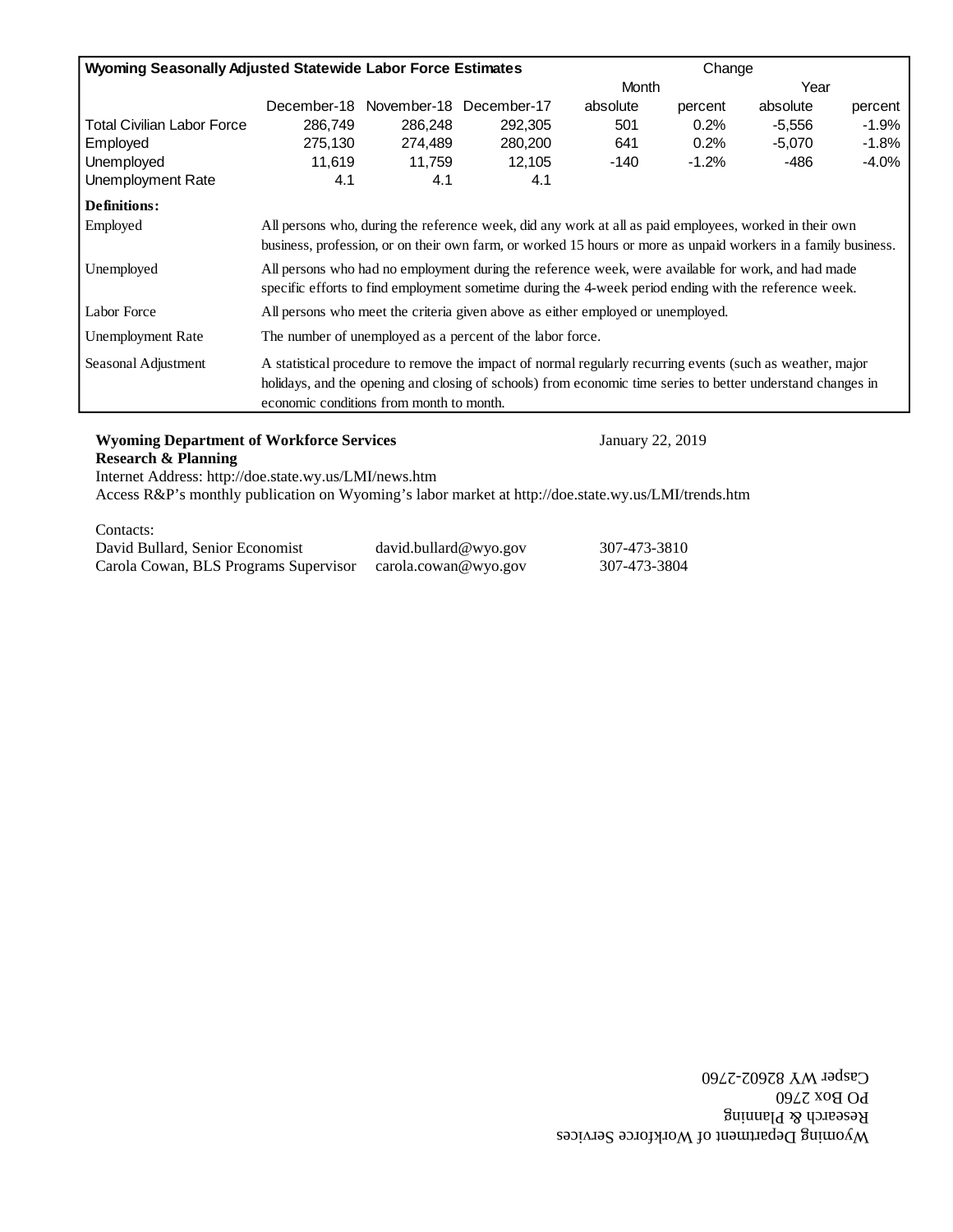| Wyoming Seasonally Adjusted Statewide Labor Force Estimates | | | | Change | | | |
|---|---|---|---|---|---|---|---|
| | | | | Month | | Year | |
| | December-18 | November-18 | December-17 | absolute | percent | absolute | percent |
| Total Civilian Labor Force | 286,749 | 286,248 | 292,305 | 501 | 0.2% | -5,556 | -1.9% |
| Employed | 275,130 | 274,489 | 280,200 | 641 | 0.2% | -5,070 | -1.8% |
| Unemployed | 11,619 | 11,759 | 12,105 | -140 | -1.2% | -486 | -4.0% |
| Unemployment Rate | 4.1 | 4.1 | 4.1 | | | | |

**Definitions:**

| | |
|---|---|
| Employed | All persons who, during the reference week, did any work at all as paid employees, worked in their own business, profession, or on their own farm, or worked 15 hours or more as unpaid workers in a family business. |
| Unemployed | All persons who had no employment during the reference week, were available for work, and had made specific efforts to find employment sometime during the 4-week period ending with the reference week. |
| Labor Force | All persons who meet the criteria given above as either employed or unemployed. |
| Unemployment Rate | The number of unemployed as a percent of the labor force. |
| Seasonal Adjustment | A statistical procedure to remove the impact of normal regularly recurring events (such as weather, major holidays, and the opening and closing of schools) from economic time series to better understand changes in economic conditions from month to month. |

**Wyoming Department of Workforce Services**
**Research & Planning**

January 22, 2019

Internet Address: http://doe.state.wy.us/LMI/news.htm
Access R&P's monthly publication on Wyoming's labor market at http://doe.state.wy.us/LMI/trends.htm

Contacts:

| | | |
|---|---|---|
| David Bullard, Senior Economist | david.bullard@wyo.gov | 307-473-3810 |
| Carola Cowan, BLS Programs Supervisor | carola.cowan@wyo.gov | 307-473-3804 |

Wyoming Department of Workforce Services
Research & Planning
PO Box 2760
Casper WY 82602-2760